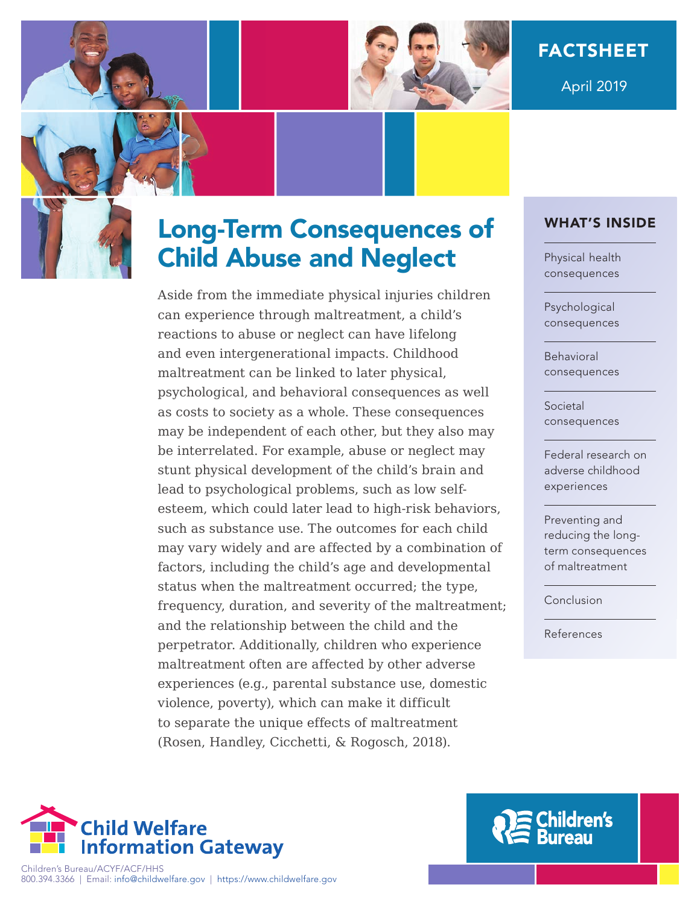FACTSHEET

April 2019

# Long-Term Consequences of Child Abuse and Neglect

Aside from the immediate physical injuries children can experience through maltreatment, a child's reactions to abuse or neglect can have lifelong and even intergenerational impacts. Childhood maltreatment can be linked to later physical, psychological, and behavioral consequences as well as costs to society as a whole. These consequences may be independent of each other, but they also may be interrelated. For example, abuse or neglect may stunt physical development of the child's brain and lead to psychological problems, such as low self-esteem, which could later lead to high-risk behaviors, such as substance use. The outcomes for each child may vary widely and are affected by a combination of factors, including the child's age and developmental status when the maltreatment occurred; the type, frequency, duration, and severity of the maltreatment; and the relationship between the child and the perpetrator. Additionally, children who experience maltreatment often are affected by other adverse experiences (e.g., parental substance use, domestic violence, poverty), which can make it difficult to separate the unique effects of maltreatment (Rosen, Handley, Cicchetti, & Rogosch, 2018).

## WHAT'S INSIDE

- Physical health consequences
- Psychological consequences
- Behavioral consequences
- Societal consequences
- Federal research on adverse childhood experiences
- Preventing and reducing the long-term consequences of maltreatment
- Conclusion
- References

Child Welfare Information Gateway

Children's Bureau/ACYF/ACF/HHS
800.394.3366 | Email: info@childwelfare.gov | https://www.childwelfare.gov

Children's Bureau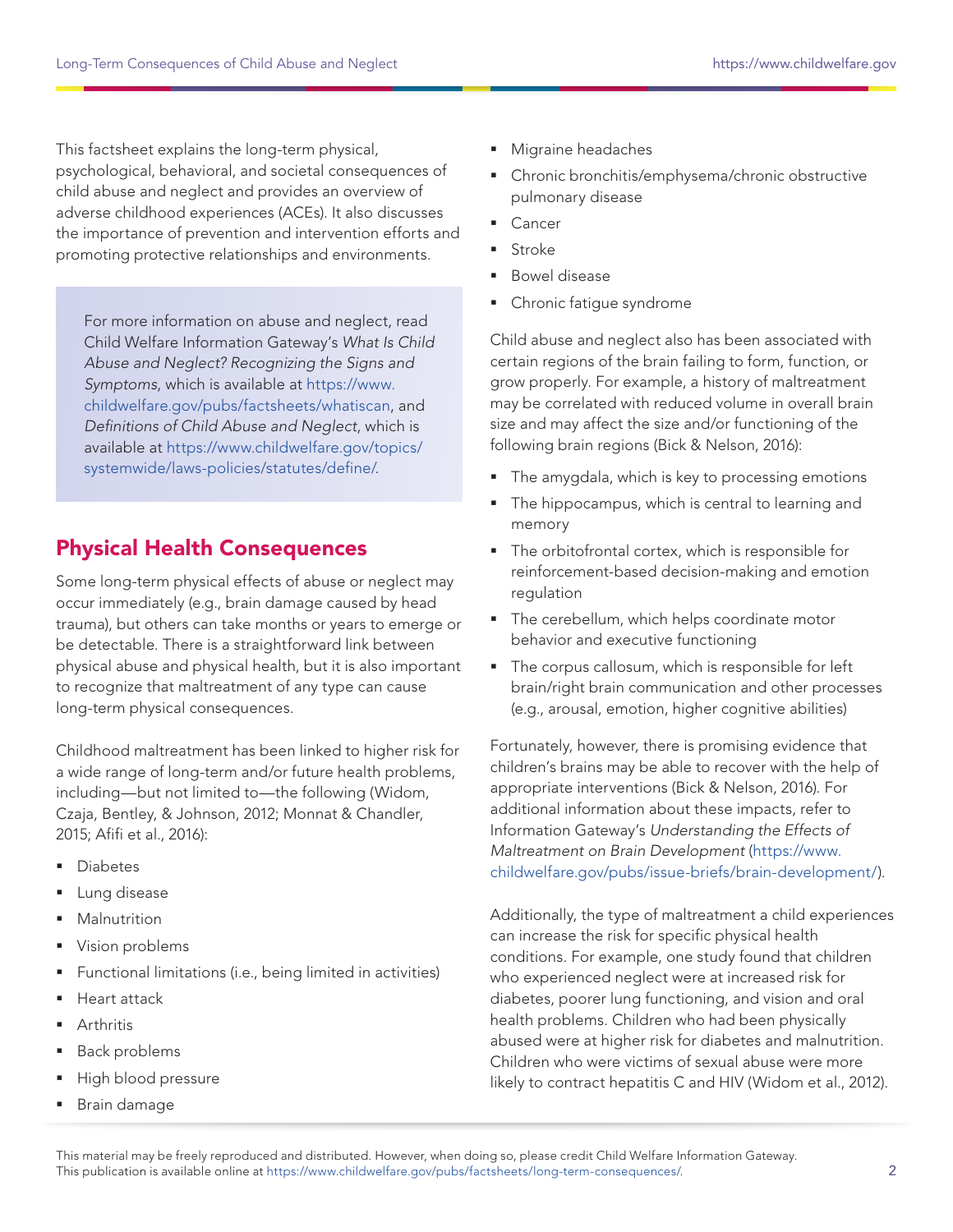This factsheet explains the long-term physical, psychological, behavioral, and societal consequences of child abuse and neglect and provides an overview of adverse childhood experiences (ACEs). It also discusses the importance of prevention and intervention efforts and promoting protective relationships and environments.

> For more information on abuse and neglect, read Child Welfare Information Gateway's *What Is Child Abuse and Neglect? Recognizing the Signs and Symptoms*, which is available at https://www.childwelfare.gov/pubs/factsheets/whatiscan, and *Definitions of Child Abuse and Neglect*, which is available at https://www.childwelfare.gov/topics/systemwide/laws-policies/statutes/define/.

## Physical Health Consequences

Some long-term physical effects of abuse or neglect may occur immediately (e.g., brain damage caused by head trauma), but others can take months or years to emerge or be detectable. There is a straightforward link between physical abuse and physical health, but it is also important to recognize that maltreatment of any type can cause long-term physical consequences.

Childhood maltreatment has been linked to higher risk for a wide range of long-term and/or future health problems, including—but not limited to—the following (Widom, Czaja, Bentley, & Johnson, 2012; Monnat & Chandler, 2015; Afifi et al., 2016):

- Diabetes
- Lung disease
- Malnutrition
- Vision problems
- Functional limitations (i.e., being limited in activities)
- Heart attack
- Arthritis
- Back problems
- High blood pressure
- Brain damage
- Migraine headaches
- Chronic bronchitis/emphysema/chronic obstructive pulmonary disease
- Cancer
- Stroke
- Bowel disease
- Chronic fatigue syndrome

Child abuse and neglect also has been associated with certain regions of the brain failing to form, function, or grow properly. For example, a history of maltreatment may be correlated with reduced volume in overall brain size and may affect the size and/or functioning of the following brain regions (Bick & Nelson, 2016):

- The amygdala, which is key to processing emotions
- The hippocampus, which is central to learning and memory
- The orbitofrontal cortex, which is responsible for reinforcement-based decision-making and emotion regulation
- The cerebellum, which helps coordinate motor behavior and executive functioning
- The corpus callosum, which is responsible for left brain/right brain communication and other processes (e.g., arousal, emotion, higher cognitive abilities)

Fortunately, however, there is promising evidence that children's brains may be able to recover with the help of appropriate interventions (Bick & Nelson, 2016). For additional information about these impacts, refer to Information Gateway's *Understanding the Effects of Maltreatment on Brain Development* (https://www.childwelfare.gov/pubs/issue-briefs/brain-development/).

Additionally, the type of maltreatment a child experiences can increase the risk for specific physical health conditions. For example, one study found that children who experienced neglect were at increased risk for diabetes, poorer lung functioning, and vision and oral health problems. Children who had been physically abused were at higher risk for diabetes and malnutrition. Children who were victims of sexual abuse were more likely to contract hepatitis C and HIV (Widom et al., 2012).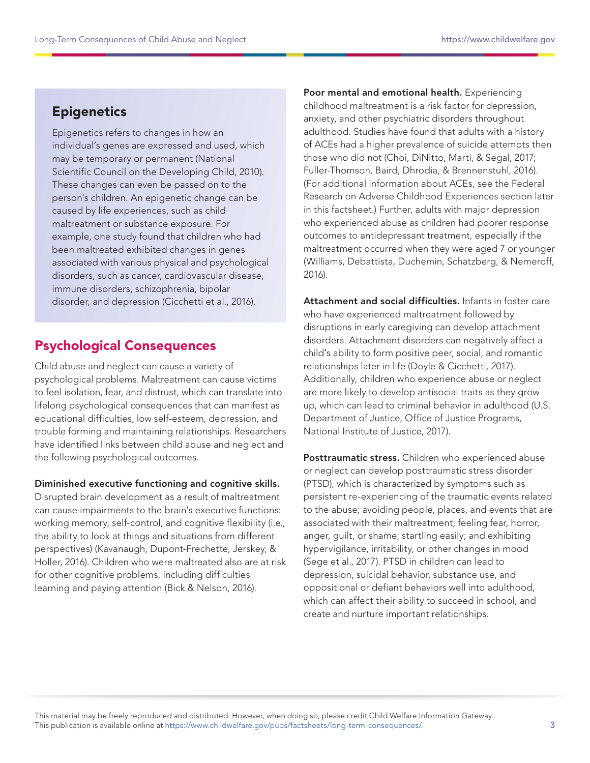## Epigenetics

Epigenetics refers to changes in how an individual's genes are expressed and used, which may be temporary or permanent (National Scientific Council on the Developing Child, 2010). These changes can even be passed on to the person's children. An epigenetic change can be caused by life experiences, such as child maltreatment or substance exposure. For example, one study found that children who had been maltreated exhibited changes in genes associated with various physical and psychological disorders, such as cancer, cardiovascular disease, immune disorders, schizophrenia, bipolar disorder, and depression (Cicchetti et al., 2016).

## Psychological Consequences

Child abuse and neglect can cause a variety of psychological problems. Maltreatment can cause victims to feel isolation, fear, and distrust, which can translate into lifelong psychological consequences that can manifest as educational difficulties, low self-esteem, depression, and trouble forming and maintaining relationships. Researchers have identified links between child abuse and neglect and the following psychological outcomes.

**Diminished executive functioning and cognitive skills.** Disrupted brain development as a result of maltreatment can cause impairments to the brain's executive functions: working memory, self-control, and cognitive flexibility (i.e., the ability to look at things and situations from different perspectives) (Kavanaugh, Dupont-Frechette, Jerskey, & Holler, 2016). Children who were maltreated also are at risk for other cognitive problems, including difficulties learning and paying attention (Bick & Nelson, 2016).

**Poor mental and emotional health.** Experiencing childhood maltreatment is a risk factor for depression, anxiety, and other psychiatric disorders throughout adulthood. Studies have found that adults with a history of ACEs had a higher prevalence of suicide attempts then those who did not (Choi, DiNitto, Marti, & Segal, 2017; Fuller-Thomson, Baird, Dhrodia, & Brennenstuhl, 2016). (For additional information about ACEs, see the Federal Research on Adverse Childhood Experiences section later in this factsheet.) Further, adults with major depression who experienced abuse as children had poorer response outcomes to antidepressant treatment, especially if the maltreatment occurred when they were aged 7 or younger (Williams, Debattista, Duchemin, Schatzberg, & Nemeroff, 2016).

**Attachment and social difficulties.** Infants in foster care who have experienced maltreatment followed by disruptions in early caregiving can develop attachment disorders. Attachment disorders can negatively affect a child's ability to form positive peer, social, and romantic relationships later in life (Doyle & Cicchetti, 2017). Additionally, children who experience abuse or neglect are more likely to develop antisocial traits as they grow up, which can lead to criminal behavior in adulthood (U.S. Department of Justice, Office of Justice Programs, National Institute of Justice, 2017).

**Posttraumatic stress.** Children who experienced abuse or neglect can develop posttraumatic stress disorder (PTSD), which is characterized by symptoms such as persistent re-experiencing of the traumatic events related to the abuse; avoiding people, places, and events that are associated with their maltreatment; feeling fear, horror, anger, guilt, or shame; startling easily; and exhibiting hypervigilance, irritability, or other changes in mood (Sege et al., 2017). PTSD in children can lead to depression, suicidal behavior, substance use, and oppositional or defiant behaviors well into adulthood, which can affect their ability to succeed in school, and create and nurture important relationships.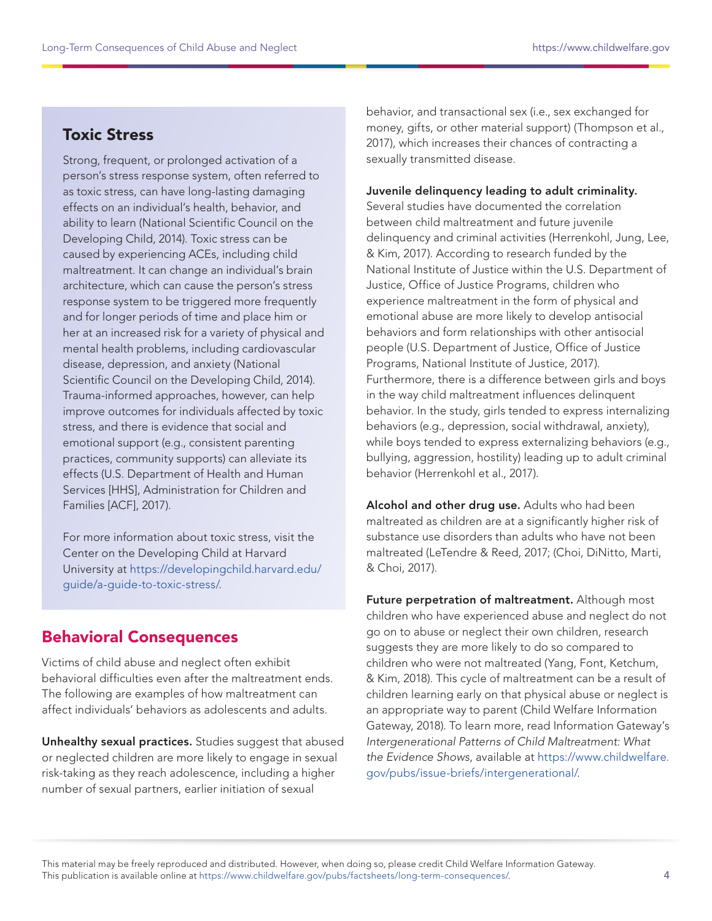## Toxic Stress

Strong, frequent, or prolonged activation of a person's stress response system, often referred to as toxic stress, can have long-lasting damaging effects on an individual's health, behavior, and ability to learn (National Scientific Council on the Developing Child, 2014). Toxic stress can be caused by experiencing ACEs, including child maltreatment. It can change an individual's brain architecture, which can cause the person's stress response system to be triggered more frequently and for longer periods of time and place him or her at an increased risk for a variety of physical and mental health problems, including cardiovascular disease, depression, and anxiety (National Scientific Council on the Developing Child, 2014). Trauma-informed approaches, however, can help improve outcomes for individuals affected by toxic stress, and there is evidence that social and emotional support (e.g., consistent parenting practices, community supports) can alleviate its effects (U.S. Department of Health and Human Services [HHS], Administration for Children and Families [ACF], 2017).

For more information about toxic stress, visit the Center on the Developing Child at Harvard University at https://developingchild.harvard.edu/guide/a-guide-to-toxic-stress/.

## Behavioral Consequences

Victims of child abuse and neglect often exhibit behavioral difficulties even after the maltreatment ends. The following are examples of how maltreatment can affect individuals' behaviors as adolescents and adults.

**Unhealthy sexual practices.** Studies suggest that abused or neglected children are more likely to engage in sexual risk-taking as they reach adolescence, including a higher number of sexual partners, earlier initiation of sexual behavior, and transactional sex (i.e., sex exchanged for money, gifts, or other material support) (Thompson et al., 2017), which increases their chances of contracting a sexually transmitted disease.

**Juvenile delinquency leading to adult criminality.** Several studies have documented the correlation between child maltreatment and future juvenile delinquency and criminal activities (Herrenkohl, Jung, Lee, & Kim, 2017). According to research funded by the National Institute of Justice within the U.S. Department of Justice, Office of Justice Programs, children who experience maltreatment in the form of physical and emotional abuse are more likely to develop antisocial behaviors and form relationships with other antisocial people (U.S. Department of Justice, Office of Justice Programs, National Institute of Justice, 2017). Furthermore, there is a difference between girls and boys in the way child maltreatment influences delinquent behavior. In the study, girls tended to express internalizing behaviors (e.g., depression, social withdrawal, anxiety), while boys tended to express externalizing behaviors (e.g., bullying, aggression, hostility) leading up to adult criminal behavior (Herrenkohl et al., 2017).

**Alcohol and other drug use.** Adults who had been maltreated as children are at a significantly higher risk of substance use disorders than adults who have not been maltreated (LeTendre & Reed, 2017; (Choi, DiNitto, Marti, & Choi, 2017).

**Future perpetration of maltreatment.** Although most children who have experienced abuse and neglect do not go on to abuse or neglect their own children, research suggests they are more likely to do so compared to children who were not maltreated (Yang, Font, Ketchum, & Kim, 2018). This cycle of maltreatment can be a result of children learning early on that physical abuse or neglect is an appropriate way to parent (Child Welfare Information Gateway, 2018). To learn more, read Information Gateway's *Intergenerational Patterns of Child Maltreatment: What the Evidence Shows*, available at https://www.childwelfare.gov/pubs/issue-briefs/intergenerational/.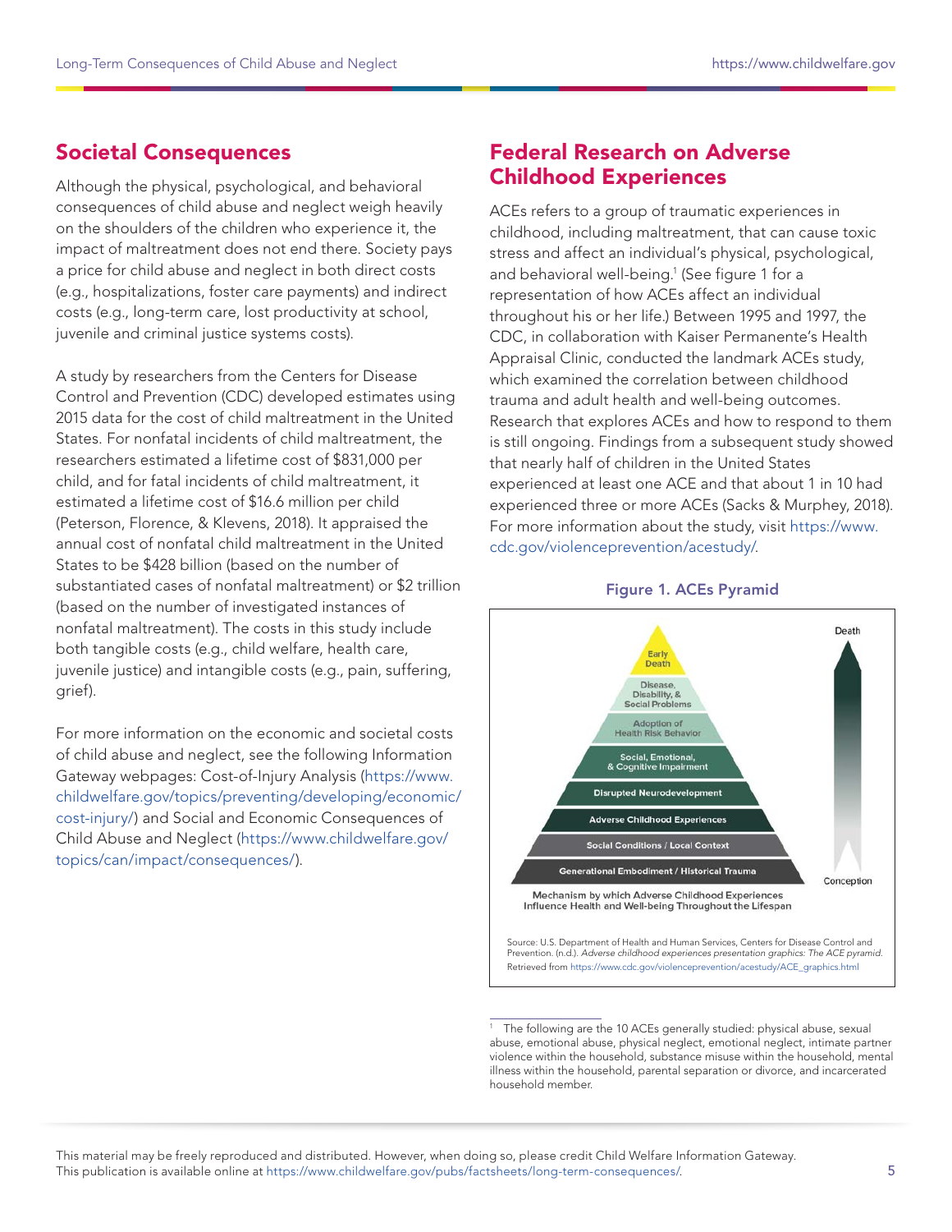## Societal Consequences

Although the physical, psychological, and behavioral consequences of child abuse and neglect weigh heavily on the shoulders of the children who experience it, the impact of maltreatment does not end there. Society pays a price for child abuse and neglect in both direct costs (e.g., hospitalizations, foster care payments) and indirect costs (e.g., long-term care, lost productivity at school, juvenile and criminal justice systems costs).

A study by researchers from the Centers for Disease Control and Prevention (CDC) developed estimates using 2015 data for the cost of child maltreatment in the United States. For nonfatal incidents of child maltreatment, the researchers estimated a lifetime cost of $831,000 per child, and for fatal incidents of child maltreatment, it estimated a lifetime cost of $16.6 million per child (Peterson, Florence, & Klevens, 2018). It appraised the annual cost of nonfatal child maltreatment in the United States to be $428 billion (based on the number of substantiated cases of nonfatal maltreatment) or $2 trillion (based on the number of investigated instances of nonfatal maltreatment). The costs in this study include both tangible costs (e.g., child welfare, health care, juvenile justice) and intangible costs (e.g., pain, suffering, grief).

For more information on the economic and societal costs of child abuse and neglect, see the following Information Gateway webpages: Cost-of-Injury Analysis (https://www.childwelfare.gov/topics/preventing/developing/economic/cost-injury/) and Social and Economic Consequences of Child Abuse and Neglect (https://www.childwelfare.gov/topics/can/impact/consequences/).

## Federal Research on Adverse Childhood Experiences

ACEs refers to a group of traumatic experiences in childhood, including maltreatment, that can cause toxic stress and affect an individual's physical, psychological, and behavioral well-being.[1] (See figure 1 for a representation of how ACEs affect an individual throughout his or her life.) Between 1995 and 1997, the CDC, in collaboration with Kaiser Permanente's Health Appraisal Clinic, conducted the landmark ACEs study, which examined the correlation between childhood trauma and adult health and well-being outcomes. Research that explores ACEs and how to respond to them is still ongoing. Findings from a subsequent study showed that nearly half of children in the United States experienced at least one ACE and that about 1 in 10 had experienced three or more ACEs (Sacks & Murphey, 2018). For more information about the study, visit https://www.cdc.gov/violenceprevention/acestudy/.

**Figure 1. ACEs Pyramid**

Death

- Early Death
- Disease, Disability, & Social Problems
- Adoption of Health Risk Behavior
- Social, Emotional, & Cognitive Impairment
- Disrupted Neurodevelopment
- Adverse Childhood Experiences
- Social Conditions / Local Context
- Generational Embodiment / Historical Trauma

Conception

Mechanism by which Adverse Childhood Experiences Influence Health and Well-being Throughout the Lifespan

Source: U.S. Department of Health and Human Services, Centers for Disease Control and Prevention. (n.d.). *Adverse childhood experiences presentation graphics: The ACE pyramid.* Retrieved from https://www.cdc.gov/violenceprevention/acestudy/ACE_graphics.html

[1] The following are the 10 ACEs generally studied: physical abuse, sexual abuse, emotional abuse, physical neglect, emotional neglect, intimate partner violence within the household, substance misuse within the household, mental illness within the household, parental separation or divorce, and incarcerated household member.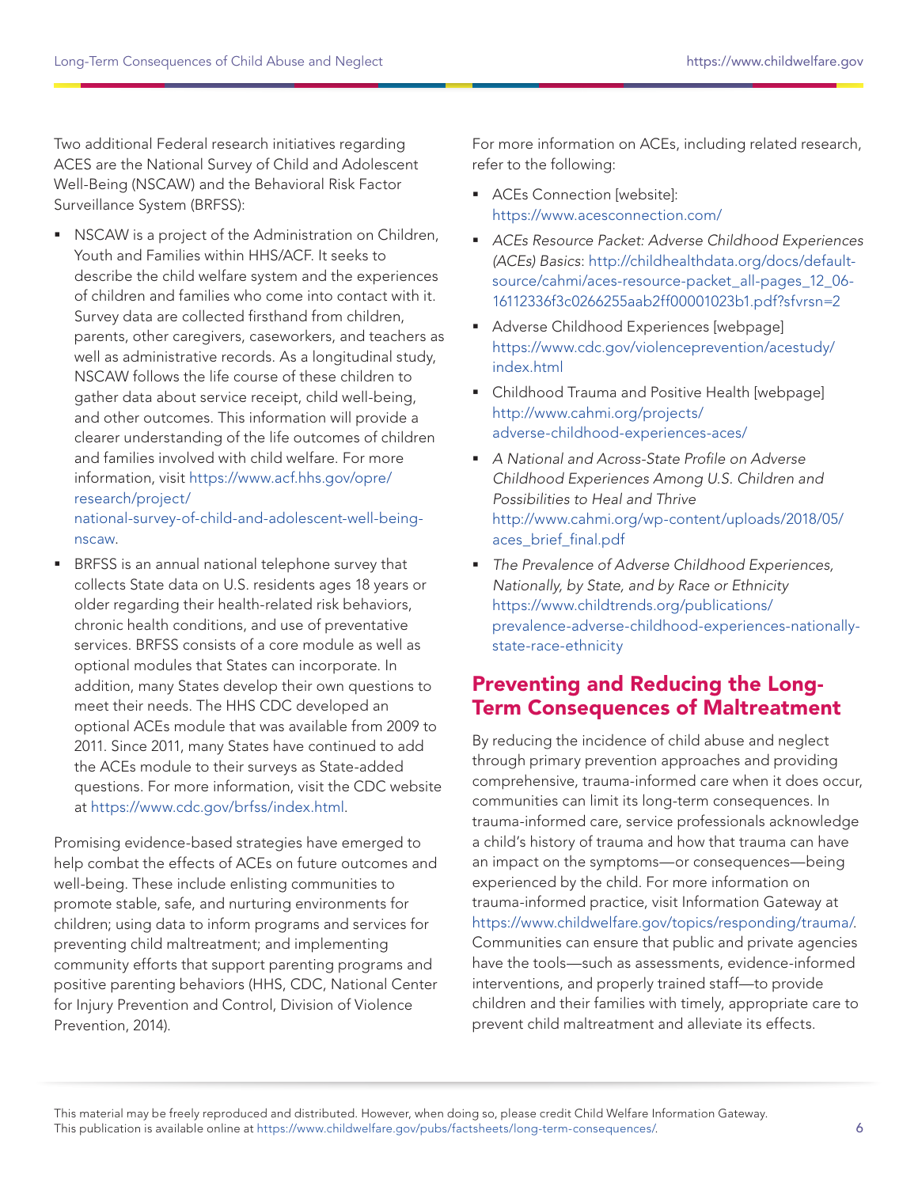Two additional Federal research initiatives regarding ACES are the National Survey of Child and Adolescent Well-Being (NSCAW) and the Behavioral Risk Factor Surveillance System (BRFSS):

- NSCAW is a project of the Administration on Children, Youth and Families within HHS/ACF. It seeks to describe the child welfare system and the experiences of children and families who come into contact with it. Survey data are collected firsthand from children, parents, other caregivers, caseworkers, and teachers as well as administrative records. As a longitudinal study, NSCAW follows the life course of these children to gather data about service receipt, child well-being, and other outcomes. This information will provide a clearer understanding of the life outcomes of children and families involved with child welfare. For more information, visit https://www.acf.hhs.gov/opre/research/project/national-survey-of-child-and-adolescent-well-being-nscaw.
- BRFSS is an annual national telephone survey that collects State data on U.S. residents ages 18 years or older regarding their health-related risk behaviors, chronic health conditions, and use of preventative services. BRFSS consists of a core module as well as optional modules that States can incorporate. In addition, many States develop their own questions to meet their needs. The HHS CDC developed an optional ACEs module that was available from 2009 to 2011. Since 2011, many States have continued to add the ACEs module to their surveys as State-added questions. For more information, visit the CDC website at https://www.cdc.gov/brfss/index.html.

Promising evidence-based strategies have emerged to help combat the effects of ACEs on future outcomes and well-being. These include enlisting communities to promote stable, safe, and nurturing environments for children; using data to inform programs and services for preventing child maltreatment; and implementing community efforts that support parenting programs and positive parenting behaviors (HHS, CDC, National Center for Injury Prevention and Control, Division of Violence Prevention, 2014).

For more information on ACEs, including related research, refer to the following:

- ACEs Connection [website]: https://www.acesconnection.com/
- *ACEs Resource Packet: Adverse Childhood Experiences (ACEs) Basics*: http://childhealthdata.org/docs/default-source/cahmi/aces-resource-packet_all-pages_12_06-16112336f3c0266255aab2ff00001023b1.pdf?sfvrsn=2
- Adverse Childhood Experiences [webpage] https://www.cdc.gov/violenceprevention/acestudy/index.html
- Childhood Trauma and Positive Health [webpage] http://www.cahmi.org/projects/adverse-childhood-experiences-aces/
- *A National and Across-State Profile on Adverse Childhood Experiences Among U.S. Children and Possibilities to Heal and Thrive* http://www.cahmi.org/wp-content/uploads/2018/05/aces_brief_final.pdf
- *The Prevalence of Adverse Childhood Experiences, Nationally, by State, and by Race or Ethnicity* https://www.childtrends.org/publications/prevalence-adverse-childhood-experiences-nationally-state-race-ethnicity

## Preventing and Reducing the Long-Term Consequences of Maltreatment

By reducing the incidence of child abuse and neglect through primary prevention approaches and providing comprehensive, trauma-informed care when it does occur, communities can limit its long-term consequences. In trauma-informed care, service professionals acknowledge a child's history of trauma and how that trauma can have an impact on the symptoms—or consequences—being experienced by the child. For more information on trauma-informed practice, visit Information Gateway at https://www.childwelfare.gov/topics/responding/trauma/. Communities can ensure that public and private agencies have the tools—such as assessments, evidence-informed interventions, and properly trained staff—to provide children and their families with timely, appropriate care to prevent child maltreatment and alleviate its effects.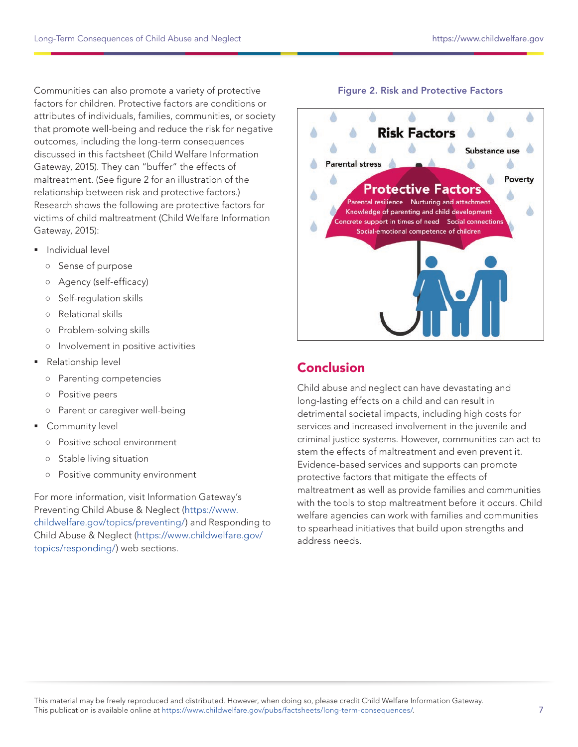Communities can also promote a variety of protective factors for children. Protective factors are conditions or attributes of individuals, families, communities, or society that promote well-being and reduce the risk for negative outcomes, including the long-term consequences discussed in this factsheet (Child Welfare Information Gateway, 2015). They can "buffer" the effects of maltreatment. (See figure 2 for an illustration of the relationship between risk and protective factors.) Research shows the following are protective factors for victims of child maltreatment (Child Welfare Information Gateway, 2015):

- Individual level
  - Sense of purpose
  - Agency (self-efficacy)
  - Self-regulation skills
  - Relational skills
  - Problem-solving skills
  - Involvement in positive activities
- Relationship level
  - Parenting competencies
  - Positive peers
  - Parent or caregiver well-being
- Community level
  - Positive school environment
  - Stable living situation
  - Positive community environment

For more information, visit Information Gateway's Preventing Child Abuse & Neglect (https://www.childwelfare.gov/topics/preventing/) and Responding to Child Abuse & Neglect (https://www.childwelfare.gov/topics/responding/) web sections.

**Figure 2. Risk and Protective Factors**

**Risk Factors**: Parental stress, Substance use, Poverty

**Protective Factors**: Parental resilience, Nurturing and attachment, Knowledge of parenting and child development, Concrete support in times of need, Social connections, Social-emotional competence of children

## Conclusion

Child abuse and neglect can have devastating and long-lasting effects on a child and can result in detrimental societal impacts, including high costs for services and increased involvement in the juvenile and criminal justice systems. However, communities can act to stem the effects of maltreatment and even prevent it. Evidence-based services and supports can promote protective factors that mitigate the effects of maltreatment as well as provide families and communities with the tools to stop maltreatment before it occurs. Child welfare agencies can work with families and communities to spearhead initiatives that build upon strengths and address needs.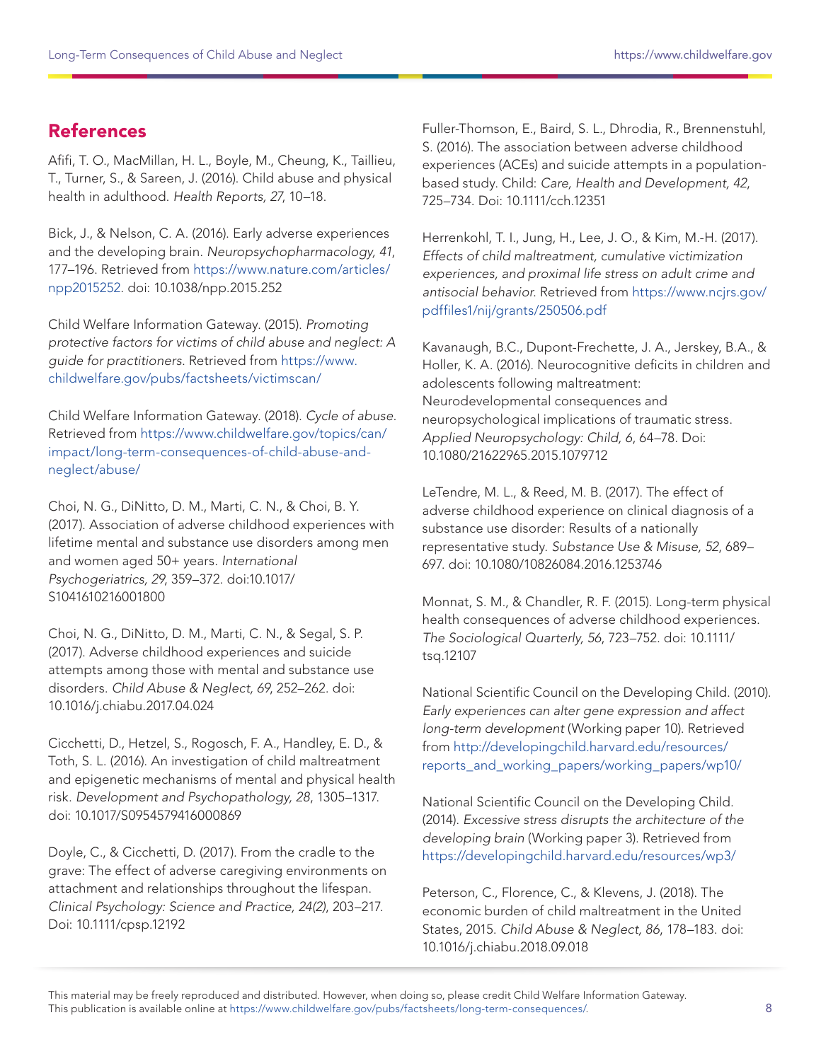## References

Afifi, T. O., MacMillan, H. L., Boyle, M., Cheung, K., Taillieu, T., Turner, S., & Sareen, J. (2016). Child abuse and physical health in adulthood. *Health Reports, 27*, 10–18.

Bick, J., & Nelson, C. A. (2016). Early adverse experiences and the developing brain. *Neuropsychopharmacology, 41*, 177–196. Retrieved from https://www.nature.com/articles/npp2015252. doi: 10.1038/npp.2015.252

Child Welfare Information Gateway. (2015). *Promoting protective factors for victims of child abuse and neglect: A guide for practitioners*. Retrieved from https://www.childwelfare.gov/pubs/factsheets/victimscan/

Child Welfare Information Gateway. (2018). *Cycle of abuse*. Retrieved from https://www.childwelfare.gov/topics/can/impact/long-term-consequences-of-child-abuse-and-neglect/abuse/

Choi, N. G., DiNitto, D. M., Marti, C. N., & Choi, B. Y. (2017). Association of adverse childhood experiences with lifetime mental and substance use disorders among men and women aged 50+ years. *International Psychogeriatrics, 29*, 359–372. doi:10.1017/S1041610216001800

Choi, N. G., DiNitto, D. M., Marti, C. N., & Segal, S. P. (2017). Adverse childhood experiences and suicide attempts among those with mental and substance use disorders. *Child Abuse & Neglect, 69*, 252–262. doi: 10.1016/j.chiabu.2017.04.024

Cicchetti, D., Hetzel, S., Rogosch, F. A., Handley, E. D., & Toth, S. L. (2016). An investigation of child maltreatment and epigenetic mechanisms of mental and physical health risk. *Development and Psychopathology, 28*, 1305–1317. doi: 10.1017/S0954579416000869

Doyle, C., & Cicchetti, D. (2017). From the cradle to the grave: The effect of adverse caregiving environments on attachment and relationships throughout the lifespan. *Clinical Psychology: Science and Practice, 24(2)*, 203–217. Doi: 10.1111/cpsp.12192

Fuller-Thomson, E., Baird, S. L., Dhrodia, R., Brennenstuhl, S. (2016). The association between adverse childhood experiences (ACEs) and suicide attempts in a population-based study. Child: *Care, Health and Development, 42*, 725–734. Doi: 10.1111/cch.12351

Herrenkohl, T. I., Jung, H., Lee, J. O., & Kim, M.-H. (2017). *Effects of child maltreatment, cumulative victimization experiences, and proximal life stress on adult crime and antisocial behavior*. Retrieved from https://www.ncjrs.gov/pdffiles1/nij/grants/250506.pdf

Kavanaugh, B.C., Dupont-Frechette, J. A., Jerskey, B.A., & Holler, K. A. (2016). Neurocognitive deficits in children and adolescents following maltreatment: Neurodevelopmental consequences and neuropsychological implications of traumatic stress. *Applied Neuropsychology: Child, 6*, 64–78. Doi: 10.1080/21622965.2015.1079712

LeTendre, M. L., & Reed, M. B. (2017). The effect of adverse childhood experience on clinical diagnosis of a substance use disorder: Results of a nationally representative study. *Substance Use & Misuse, 52*, 689–697. doi: 10.1080/10826084.2016.1253746

Monnat, S. M., & Chandler, R. F. (2015). Long-term physical health consequences of adverse childhood experiences. *The Sociological Quarterly, 56*, 723–752. doi: 10.1111/tsq.12107

National Scientific Council on the Developing Child. (2010). *Early experiences can alter gene expression and affect long-term development* (Working paper 10). Retrieved from http://developingchild.harvard.edu/resources/reports_and_working_papers/working_papers/wp10/

National Scientific Council on the Developing Child. (2014). *Excessive stress disrupts the architecture of the developing brain* (Working paper 3). Retrieved from https://developingchild.harvard.edu/resources/wp3/

Peterson, C., Florence, C., & Klevens, J. (2018). The economic burden of child maltreatment in the United States, 2015. *Child Abuse & Neglect, 86*, 178–183. doi: 10.1016/j.chiabu.2018.09.018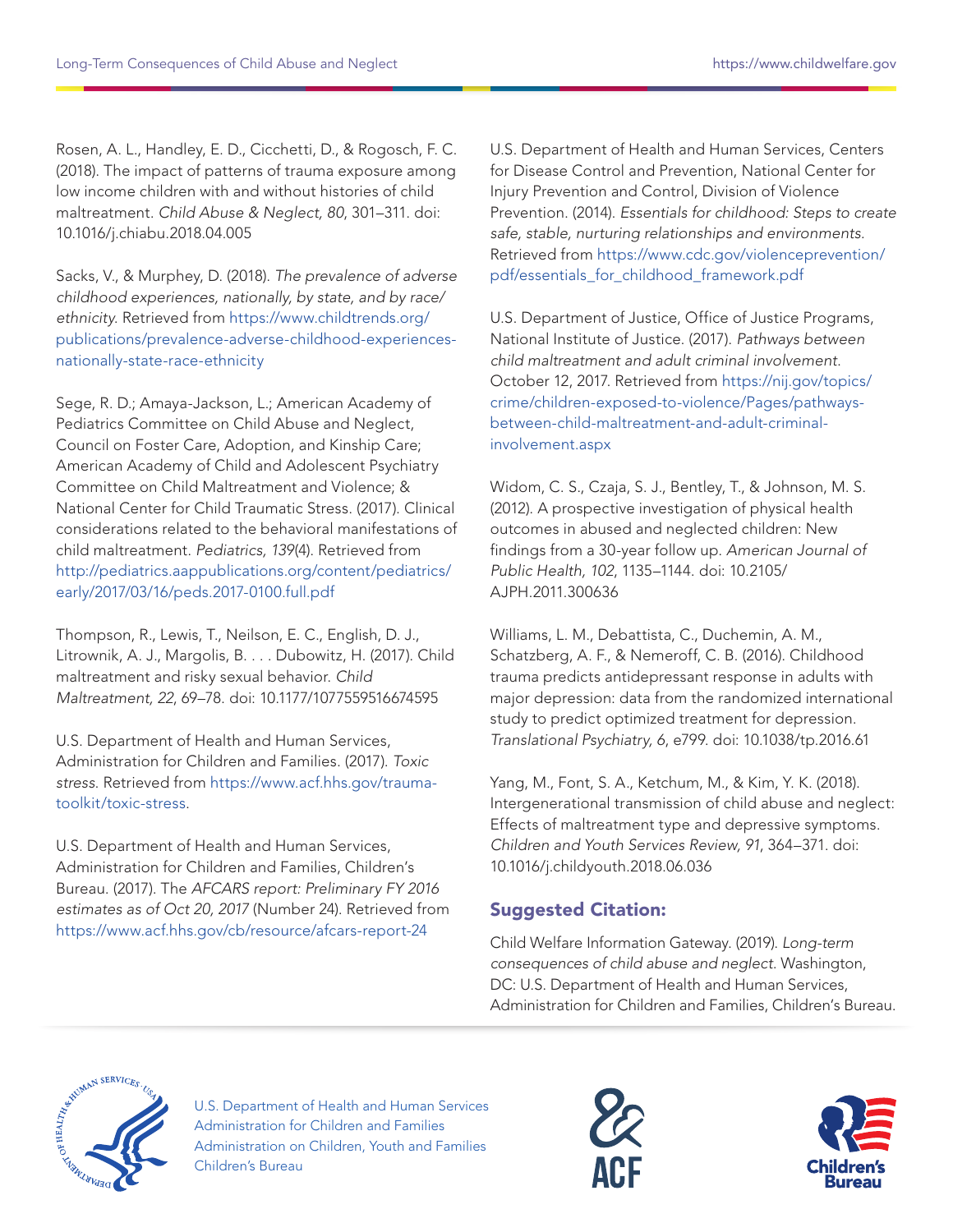Rosen, A. L., Handley, E. D., Cicchetti, D., & Rogosch, F. C. (2018). The impact of patterns of trauma exposure among low income children with and without histories of child maltreatment. *Child Abuse & Neglect, 80*, 301–311. doi: 10.1016/j.chiabu.2018.04.005

Sacks, V., & Murphey, D. (2018). *The prevalence of adverse childhood experiences, nationally, by state, and by race/ethnicity.* Retrieved from https://www.childtrends.org/publications/prevalence-adverse-childhood-experiences-nationally-state-race-ethnicity

Sege, R. D.; Amaya-Jackson, L.; American Academy of Pediatrics Committee on Child Abuse and Neglect, Council on Foster Care, Adoption, and Kinship Care; American Academy of Child and Adolescent Psychiatry Committee on Child Maltreatment and Violence; & National Center for Child Traumatic Stress. (2017). Clinical considerations related to the behavioral manifestations of child maltreatment. *Pediatrics, 139*(4). Retrieved from http://pediatrics.aappublications.org/content/pediatrics/early/2017/03/16/peds.2017-0100.full.pdf

Thompson, R., Lewis, T., Neilson, E. C., English, D. J., Litrownik, A. J., Margolis, B. . . . Dubowitz, H. (2017). Child maltreatment and risky sexual behavior. *Child Maltreatment, 22*, 69–78. doi: 10.1177/1077559516674595

U.S. Department of Health and Human Services, Administration for Children and Families. (2017). *Toxic stress.* Retrieved from https://www.acf.hhs.gov/trauma-toolkit/toxic-stress.

U.S. Department of Health and Human Services, Administration for Children and Families, Children's Bureau. (2017). The *AFCARS report: Preliminary FY 2016 estimates as of Oct 20, 2017* (Number 24). Retrieved from https://www.acf.hhs.gov/cb/resource/afcars-report-24

U.S. Department of Health and Human Services, Centers for Disease Control and Prevention, National Center for Injury Prevention and Control, Division of Violence Prevention. (2014). *Essentials for childhood: Steps to create safe, stable, nurturing relationships and environments.* Retrieved from https://www.cdc.gov/violenceprevention/pdf/essentials_for_childhood_framework.pdf

U.S. Department of Justice, Office of Justice Programs, National Institute of Justice. (2017). *Pathways between child maltreatment and adult criminal involvement.* October 12, 2017. Retrieved from https://nij.gov/topics/crime/children-exposed-to-violence/Pages/pathways-between-child-maltreatment-and-adult-criminal-involvement.aspx

Widom, C. S., Czaja, S. J., Bentley, T., & Johnson, M. S. (2012). A prospective investigation of physical health outcomes in abused and neglected children: New findings from a 30-year follow up. *American Journal of Public Health, 102*, 1135–1144. doi: 10.2105/AJPH.2011.300636

Williams, L. M., Debattista, C., Duchemin, A. M., Schatzberg, A. F., & Nemeroff, C. B. (2016). Childhood trauma predicts antidepressant response in adults with major depression: data from the randomized international study to predict optimized treatment for depression. *Translational Psychiatry, 6*, e799. doi: 10.1038/tp.2016.61

Yang, M., Font, S. A., Ketchum, M., & Kim, Y. K. (2018). Intergenerational transmission of child abuse and neglect: Effects of maltreatment type and depressive symptoms. *Children and Youth Services Review, 91*, 364–371. doi: 10.1016/j.childyouth.2018.06.036

## Suggested Citation:

Child Welfare Information Gateway. (2019). *Long-term consequences of child abuse and neglect.* Washington, DC: U.S. Department of Health and Human Services, Administration for Children and Families, Children's Bureau.

U.S. Department of Health and Human Services
Administration for Children and Families
Administration on Children, Youth and Families
Children's Bureau